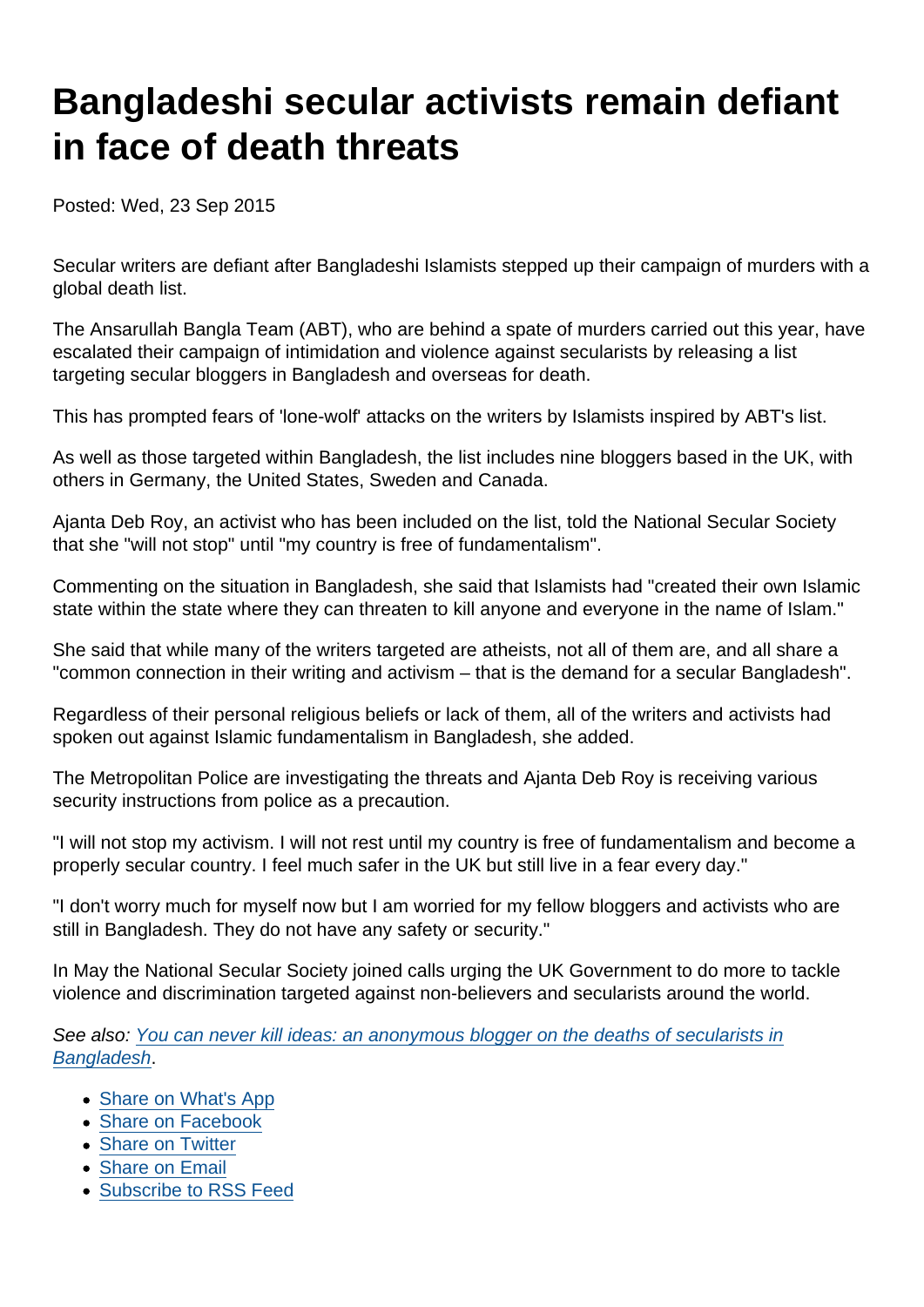# Bangladeshi secular activists remain defiant in face of death threats

Posted: Wed, 23 Sep 2015

Secular writers are defiant after Bangladeshi Islamists stepped up their campaign of murders with a global death list.

The Ansarullah Bangla Team (ABT), who are behind a spate of murders carried out this year, have escalated their campaign of intimidation and violence against secularists by releasing a list targeting secular bloggers in Bangladesh and overseas for death.

This has prompted fears of 'lone-wolf' attacks on the writers by Islamists inspired by ABT's list.

As well as those targeted within Bangladesh, the list includes nine bloggers based in the UK, with others in Germany, the United States, Sweden and Canada.

Ajanta Deb Roy, an activist who has been included on the list, told the National Secular Society that she "will not stop" until "my country is free of fundamentalism".

Commenting on the situation in Bangladesh, she said that Islamists had "created their own Islamic state within the state where they can threaten to kill anyone and everyone in the name of Islam."

She said that while many of the writers targeted are atheists, not all of them are, and all share a "common connection in their writing and activism – that is the demand for a secular Bangladesh".

Regardless of their personal religious beliefs or lack of them, all of the writers and activists had spoken out against Islamic fundamentalism in Bangladesh, she added.

The Metropolitan Police are investigating the threats and Ajanta Deb Roy is receiving various security instructions from police as a precaution.

"I will not stop my activism. I will not rest until my country is free of fundamentalism and become a properly secular country. I feel much safer in the UK but still live in a fear every day."

"I don't worry much for myself now but I am worried for my fellow bloggers and activists who are still in Bangladesh. They do not have any safety or security."

In May the National Secular Society joined calls urging the UK Government to do more to tackle violence and discrimination targeted against non-believers and secularists around the world.

*See also: [You can never kill ideas: an anonymous blogger on the deaths of secularists in Bangladesh](#).*

- Share on What's App
- Share on Facebook
- Share on Twitter
- Share on Email
- Subscribe to RSS Feed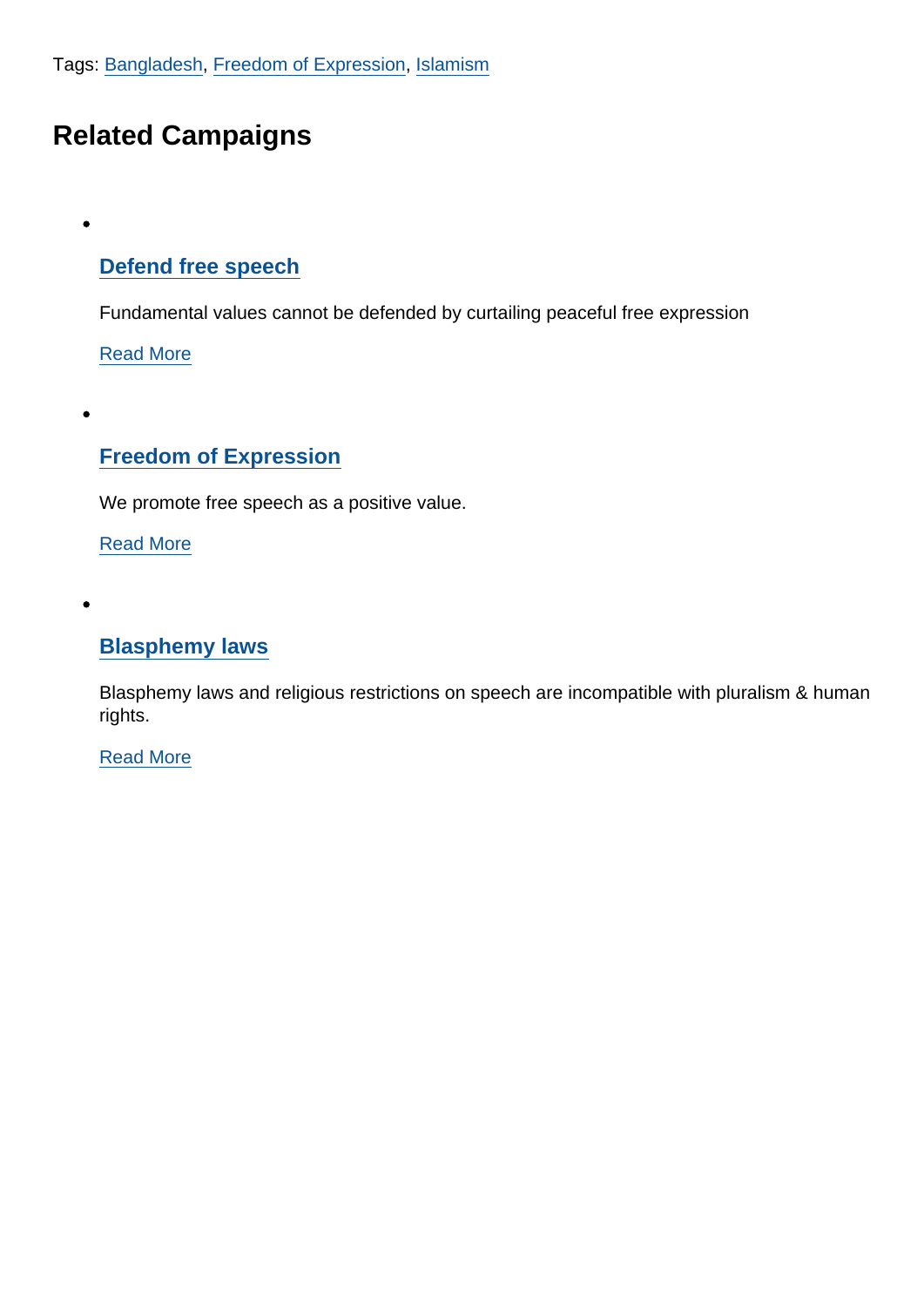Tags: Bangladesh, Freedom of Expression, Islamism

## Related Campaigns

- ### Defend free speech

  Fundamental values cannot be defended by curtailing peaceful free expression

  Read More

- ### Freedom of Expression

  We promote free speech as a positive value.

  Read More

- ### Blasphemy laws

  Blasphemy laws and religious restrictions on speech are incompatible with pluralism & human rights.

  Read More